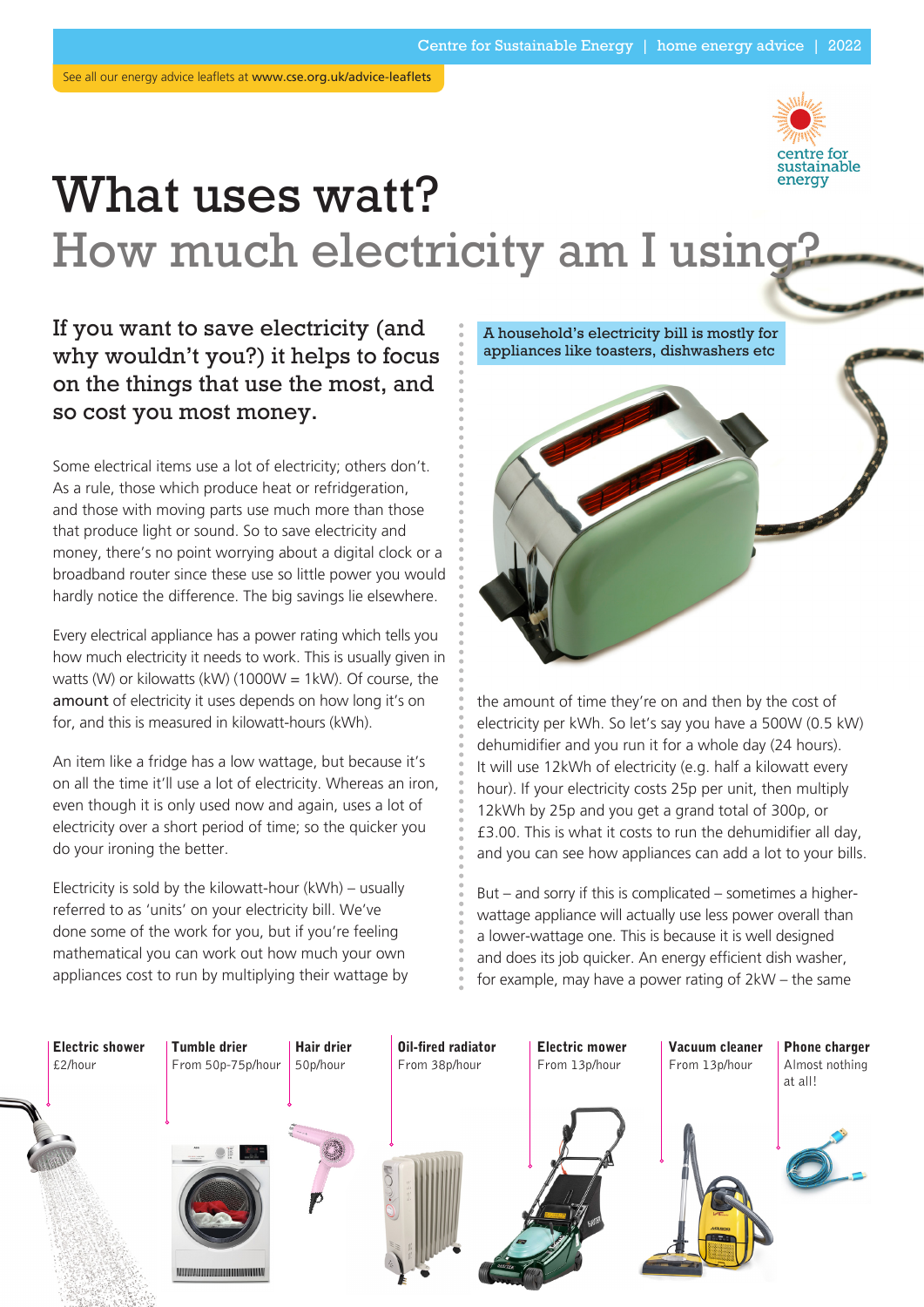See all our energy advice leaflets at www.cse.org.uk/advice-leaflets

# What uses watt?

## How much electricity am I using?

### If you want to save electricity (and why wouldn't you?) it helps to focus on the things that use the most, and so cost you most money.

Some electrical items use a lot of electricity; others don't. As a rule, those which produce heat or refridgeration, and those with moving parts use much more than those that produce light or sound. So to save electricity and money, there's no point worrying about a digital clock or a broadband router since these use so little power you would hardly notice the difference. The big savings lie elsewhere.

Every electrical appliance has a power rating which tells you how much electricity it needs to work. This is usually given in watts (W) or kilowatts (kW) (1000W = 1kW). Of course, the **amount** of electricity it uses depends on how long it's on for, and this is measured in kilowatt-hours (kWh).

An item like a fridge has a low wattage, but because it's on all the time it'll use a lot of electricity. Whereas an iron, even though it is only used now and again, uses a lot of electricity over a short period of time; so the quicker you do your ironing the better.

Electricity is sold by the kilowatt-hour (kWh) – usually referred to as 'units' on your electricity bill. We've done some of the work for you, but if you're feeling mathematical you can work out how much your own appliances cost to run by multiplying their wattage by the amount of time they're on and then by the cost of electricity per kWh. So let's say you have a 500W (0.5 kW) dehumidifier and you run it for a whole day (24 hours). It will use 12kWh of electricity (e.g. half a kilowatt every hour). If your electricity costs 25p per unit, then multiply 12kWh by 25p and you get a grand total of 300p, or £3.00. This is what it costs to run the dehumidifier all day, and you can see how appliances can add a lot to your bills.

But – and sorry if this is complicated – sometimes a higher-wattage appliance will actually use less power overall than a lower-wattage one. This is because it is well designed and does its job quicker. An energy efficient dish washer, for example, may have a power rating of 2kW – the same

A household's electricity bill is mostly for appliances like toasters, dishwashers etc

**Electric shower**
£2/hour

**Tumble drier**
From 50p-75p/hour

**Hair drier**
50p/hour

**Oil-fired radiator**
From 38p/hour

**Electric mower**
From 13p/hour

**Vacuum cleaner**
From 13p/hour

**Phone charger**
Almost nothing at all!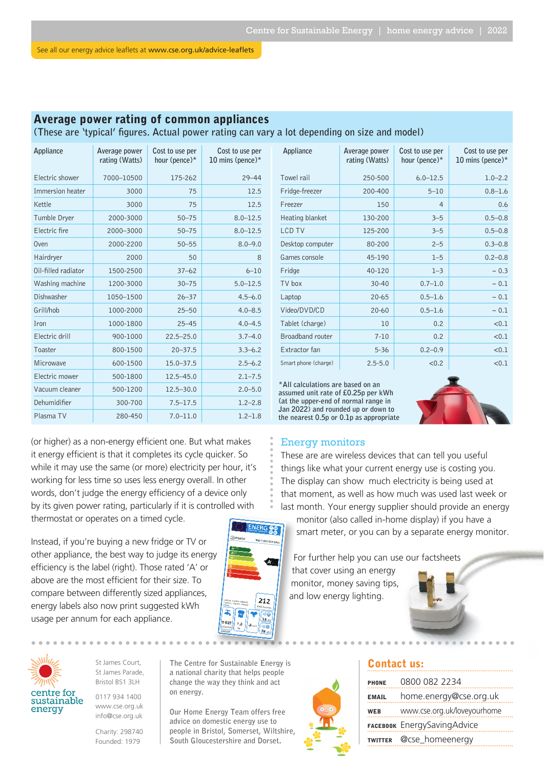See all our energy advice leaflets at www.cse.org.uk/advice-leaflets

## Average power rating of common appliances

(These are 'typical' figures. Actual power rating can vary a lot depending on size and model)

| Appliance | Average power rating (Watts) | Cost to use per hour (pence)* | Cost to use per 10 mins (pence)* |
|---|---|---|---|
| Electric shower | 7000–10500 | 175-262 | 29–44 |
| Immersion heater | 3000 | 75 | 12.5 |
| Kettle | 3000 | 75 | 12.5 |
| Tumble Dryer | 2000-3000 | 50–75 | 8.0–12.5 |
| Electric fire | 2000–3000 | 50–75 | 8.0–12.5 |
| Oven | 2000-2200 | 50–55 | 8.0–9.0 |
| Hairdryer | 2000 | 50 | 8 |
| Oil-filled radiator | 1500-2500 | 37–62 | 6–10 |
| Washing machine | 1200-3000 | 30–75 | 5.0–12.5 |
| Dishwasher | 1050–1500 | 26–37 | 4.5–6.0 |
| Grill/hob | 1000-2000 | 25–50 | 4.0–8.5 |
| Iron | 1000-1800 | 25–45 | 4.0–4.5 |
| Electric drill | 900-1000 | 22.5–25.0 | 3.7–4.0 |
| Toaster | 800-1500 | 20–37.5 | 3.3–6.2 |
| Microwave | 600-1500 | 15.0–37.5 | 2.5–6.2 |
| Electric mower | 500-1800 | 12.5–45.0 | 2.1–7.5 |
| Vacuum cleaner | 500-1200 | 12.5–30.0 | 2.0–5.0 |
| Dehumidifier | 300-700 | 7.5–17.5 | 1.2–2.8 |
| Plasma TV | 280-450 | 7.0–11.0 | 1.2–1.8 |
| Towel rail | 250-500 | 6.0–12.5 | 1.0–2.2 |
| Fridge-freezer | 200-400 | 5–10 | 0.8–1.6 |
| Freezer | 150 | 4 | 0.6 |
| Heating blanket | 130-200 | 3–5 | 0.5–0.8 |
| LCD TV | 125-200 | 3–5 | 0.5–0.8 |
| Desktop computer | 80-200 | 2–5 | 0.3–0.8 |
| Games console | 45-190 | 1–5 | 0.2–0.8 |
| Fridge | 40-120 | 1–3 | ~ 0.3 |
| TV box | 30-40 | 0.7–1.0 | ~ 0.1 |
| Laptop | 20-65 | 0.5–1.6 | ~ 0.1 |
| Video/DVD/CD | 20-60 | 0.5–1.6 | ~ 0.1 |
| Tablet (charge) | 10 | 0.2 | <0.1 |
| Broadband router | 7-10 | 0.2 | <0.1 |
| Extractor fan | 5-36 | 0.2–0.9 | <0.1 |
| Smart phone (charge) | 2.5-5.0 | <0.2 | <0.1 |

*All calculations are based on an assumed unit rate of £0.25p per kWh (at the upper-end of normal range in Jan 2022) and rounded up or down to the nearest 0.5p or 0.1p as appropriate

(or higher) as a non-energy efficient one. But what makes it energy efficient is that it completes its cycle quicker. So while it may use the same (or more) electricity per hour, it's working for less time so uses less energy overall. In other words, don't judge the energy efficiency of a device only by its given power rating, particularly if it is controlled with thermostat or operates on a timed cycle.

Instead, if you're buying a new fridge or TV or other appliance, the best way to judge its energy efficiency is the label (right). Those rated 'A' or above are the most efficient for their size. To compare between differently sized appliances, energy labels also now print suggested kWh usage per annum for each appliance.

### Energy monitors

These are are wireless devices that can tell you useful things like what your current energy use is costing you. The display can show much electricity is being used at that moment, as well as how much was used last week or last month. Your energy supplier should provide an energy monitor (also called in-home display) if you have a smart meter, or you can by a separate energy monitor.

For further help you can use our factsheets that cover using an energy monitor, money saving tips, and low energy lighting.

centre for sustainable energy

St James Court,
St James Parade,
Bristol BS1 3LH

0117 934 1400
www.cse.org.uk
info@cse.org.uk

Charity: 298740
Founded: 1979

The Centre for Sustainable Energy is a national charity that helps people change the way they think and act on energy.

Our Home Energy Team offers free advice on domestic energy use to people in Bristol, Somerset, Wiltshire, South Gloucestershire and Dorset.

### Contact us:

**PHONE** 0800 082 2234
**EMAIL** home.energy@cse.org.uk
**WEB** www.cse.org.uk/loveyourhome
**FACEBOOK** EnergySavingAdvice
**TWITTER** @cse_homeenergy